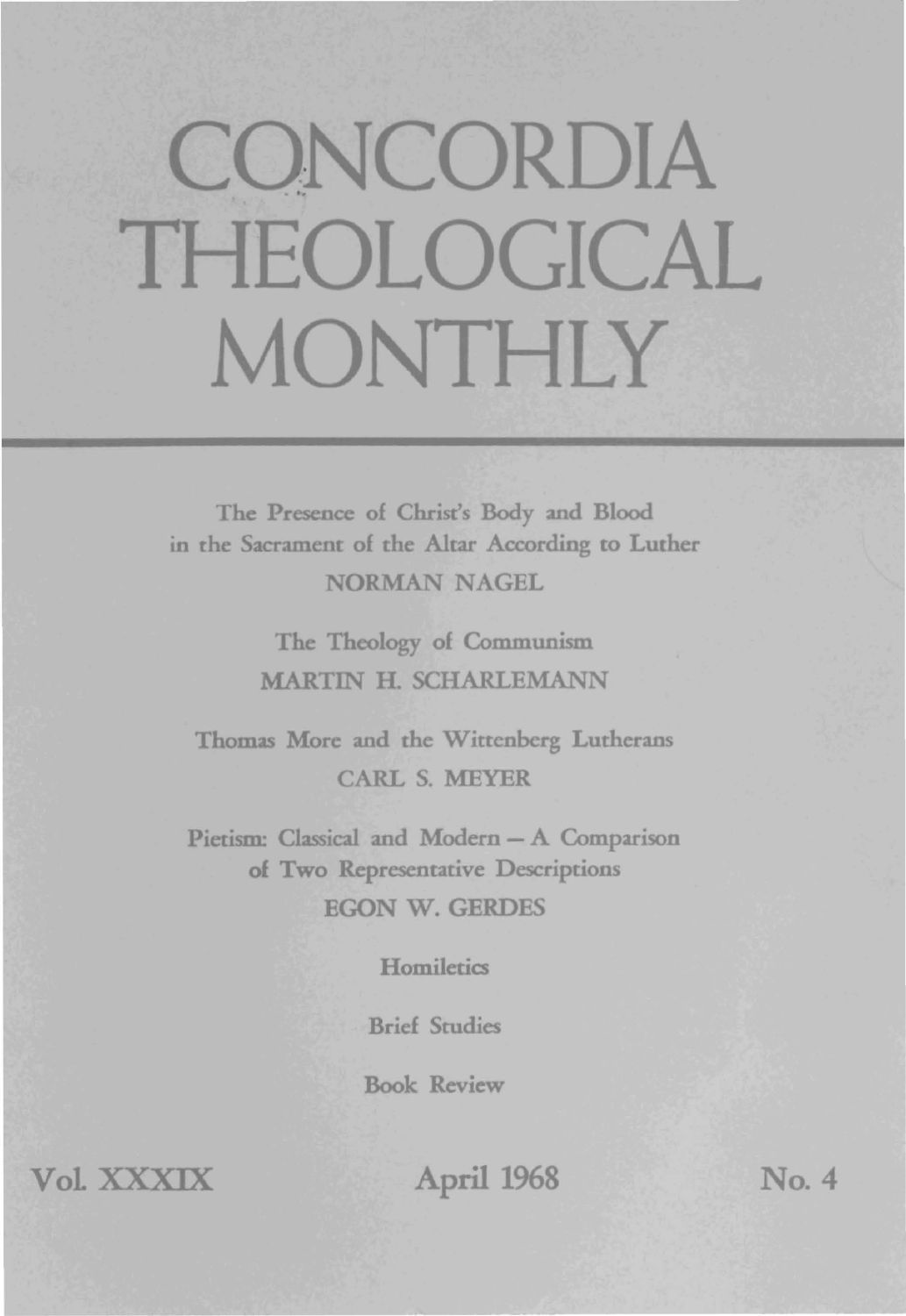# CONCORDIA THEOLOGICAL MONTHLY

The Presence of Christ's Body and Blood in the Sacrament of the Altar According to Luther
NORMAN NAGEL

The Theology of Communism
MARTIN H. SCHARLEMANN

Thomas More and the Wittenberg Lutherans
CARL S. MEYER

Pietism: Classical and Modern — A Comparison of Two Representative Descriptions
EGON W. GERDES

Homiletics

Brief Studies

Book Review

Vol. XXXIX — April 1968 — No. 4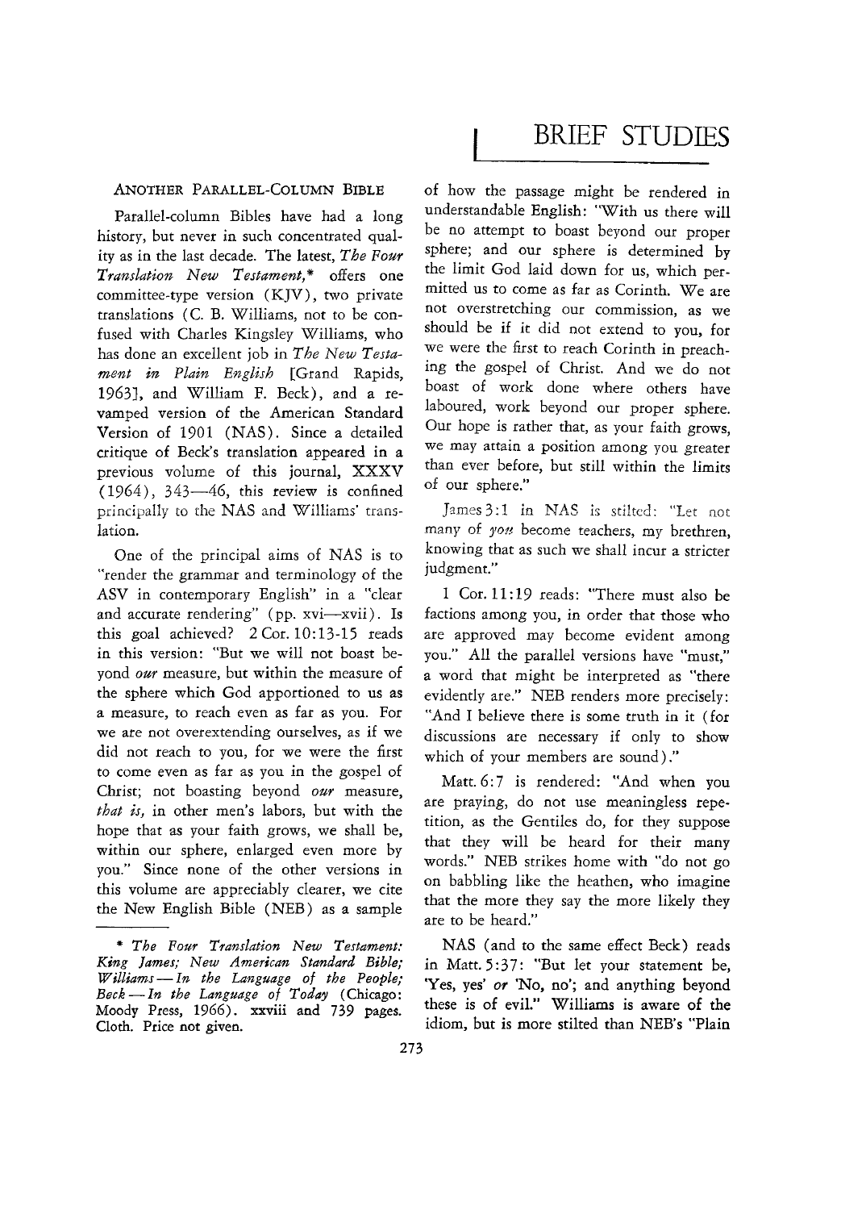# BRIEF STUDIES

## Another Parallel-Column Bible

Parallel-column Bibles have had a long history, but never in such concentrated quality as in the last decade. The latest, *The Four Translation New Testament,** offers one committee-type version (KJV), two private translations (C. B. Williams, not to be confused with Charles Kingsley Williams, who has done an excellent job in *The New Testament in Plain English* [Grand Rapids, 1963], and William F. Beck), and a revamped version of the American Standard Version of 1901 (NAS). Since a detailed critique of Beck's translation appeared in a previous volume of this journal, XXXV (1964), 343—46, this review is confined principally to the NAS and Williams' translation.

One of the principal aims of NAS is to "render the grammar and terminology of the ASV in contemporary English" in a "clear and accurate rendering" (pp. xvi—xvii). Is this goal achieved? 2 Cor. 10:13-15 reads in this version: "But we will not boast beyond *our* measure, but within the measure of the sphere which God apportioned to us as a measure, to reach even as far as you. For we are not overextending ourselves, as if we did not reach to you, for we were the first to come even as far as you in the gospel of Christ; not boasting beyond *our* measure, *that is,* in other men's labors, but with the hope that as your faith grows, we shall be, within our sphere, enlarged even more by you." Since none of the other versions in this volume are appreciably clearer, we cite the New English Bible (NEB) as a sample of how the passage might be rendered in understandable English: "With us there will be no attempt to boast beyond our proper sphere; and our sphere is determined by the limit God laid down for us, which permitted us to come as far as Corinth. We are not overstretching our commission, as we should be if it did not extend to you, for we were the first to reach Corinth in preaching the gospel of Christ. And we do not boast of work done where others have laboured, work beyond our proper sphere. Our hope is rather that, as your faith grows, we may attain a position among you greater than ever before, but still within the limits of our sphere."

James 3:1 in NAS is stilted: "Let not many of *you* become teachers, my brethren, knowing that as such we shall incur a stricter judgment."

1 Cor. 11:19 reads: "There must also be factions among you, in order that those who are approved may become evident among you." All the parallel versions have "must," a word that might be interpreted as "there evidently are." NEB renders more precisely: "And I believe there is some truth in it (for discussions are necessary if only to show which of your members are sound)."

Matt. 6:7 is rendered: "And when you are praying, do not use meaningless repetition, as the Gentiles do, for they suppose that they will be heard for their many words." NEB strikes home with "do not go on babbling like the heathen, who imagine that the more they say the more likely they are to be heard."

NAS (and to the same effect Beck) reads in Matt. 5:37: "But let your statement be, 'Yes, yes' *or* 'No, no'; and anything beyond these is of evil." Williams is aware of the idiom, but is more stilted than NEB's "Plain

---

\* *The Four Translation New Testament: King James; New American Standard Bible; Williams — In the Language of the People; Beck — In the Language of Today* (Chicago: Moody Press, 1966). xxviii and 739 pages. Cloth. Price not given.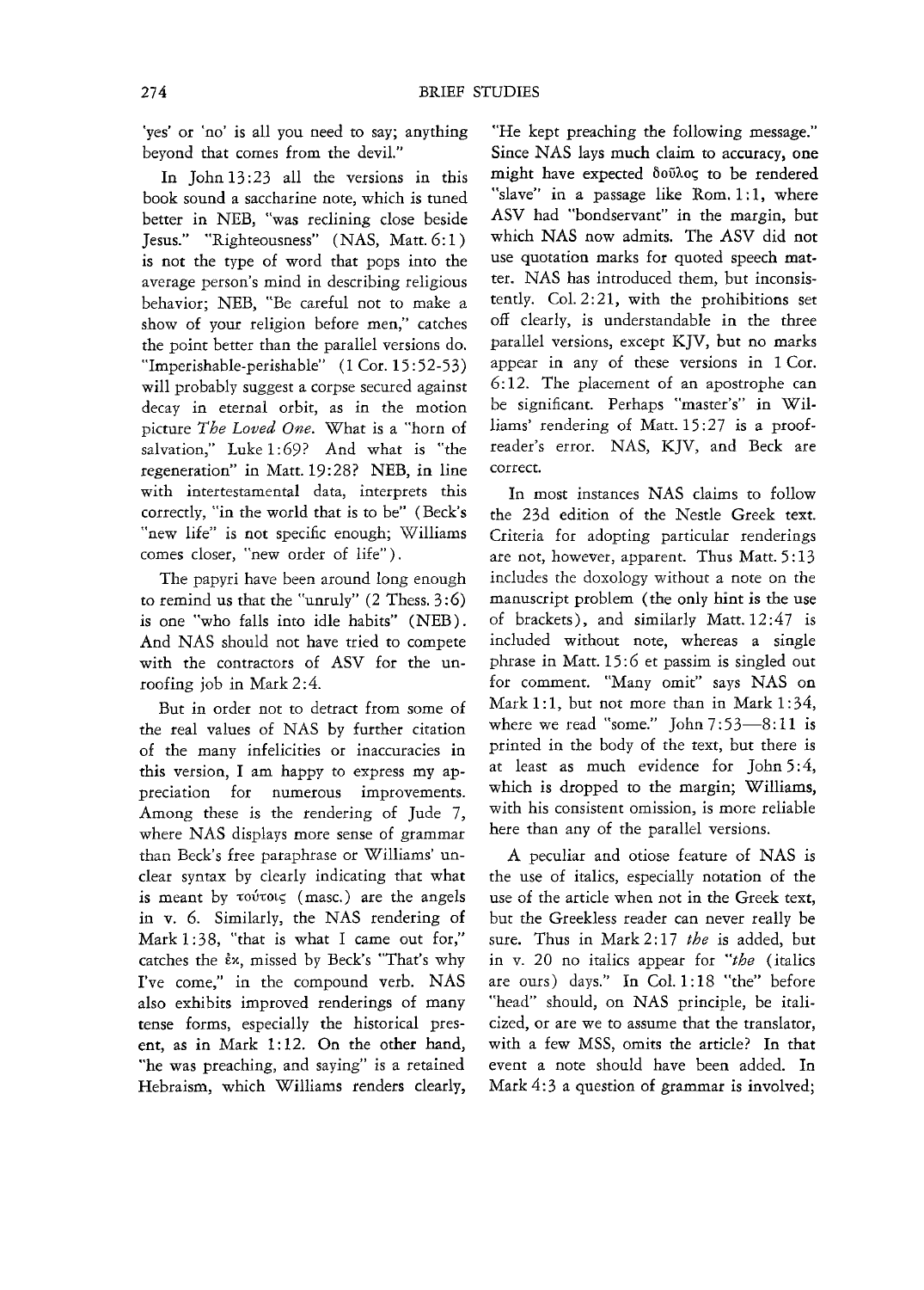'yes' or 'no' is all you need to say; anything beyond that comes from the devil."

In John 13:23 all the versions in this book sound a saccharine note, which is tuned better in NEB, "was reclining close beside Jesus." "Righteousness" (NAS, Matt. 6:1) is not the type of word that pops into the average person's mind in describing religious behavior; NEB, "Be careful not to make a show of your religion before men," catches the point better than the parallel versions do. "Imperishable-perishable" (1 Cor. 15:52-53) will probably suggest a corpse secured against decay in eternal orbit, as in the motion picture *The Loved One.* What is a "horn of salvation," Luke 1:69? And what is "the regeneration" in Matt. 19:28? NEB, in line with intertestamental data, interprets this correctly, "in the world that is to be" (Beck's "new life" is not specific enough; Williams comes closer, "new order of life").

The papyri have been around long enough to remind us that the "unruly" (2 Thess. 3:6) is one "who falls into idle habits" (NEB). And NAS should not have tried to compete with the contractors of ASV for the unroofing job in Mark 2:4.

But in order not to detract from some of the real values of NAS by further citation of the many infelicities or inaccuracies in this version, I am happy to express my appreciation for numerous improvements. Among these is the rendering of Jude 7, where NAS displays more sense of grammar than Beck's free paraphrase or Williams' unclear syntax by clearly indicating that what is meant by τούτοις (masc.) are the angels in v. 6. Similarly, the NAS rendering of Mark 1:38, "that is what I came out for," catches the ἐκ, missed by Beck's "That's why I've come," in the compound verb. NAS also exhibits improved renderings of many tense forms, especially the historical present, as in Mark 1:12. On the other hand, "he was preaching, and saying" is a retained Hebraism, which Williams renders clearly, "He kept preaching the following message." Since NAS lays much claim to accuracy, one might have expected δοῦλος to be rendered "slave" in a passage like Rom. 1:1, where ASV had "bondservant" in the margin, but which NAS now admits. The ASV did not use quotation marks for quoted speech matter. NAS has introduced them, but inconsistently. Col. 2:21, with the prohibitions set off clearly, is understandable in the three parallel versions, except KJV, but no marks appear in any of these versions in 1 Cor. 6:12. The placement of an apostrophe can be significant. Perhaps "master's" in Williams' rendering of Matt. 15:27 is a proofreader's error. NAS, KJV, and Beck are correct.

In most instances NAS claims to follow the 23d edition of the Nestle Greek text. Criteria for adopting particular renderings are not, however, apparent. Thus Matt. 5:13 includes the doxology without a note on the manuscript problem (the only hint is the use of brackets), and similarly Matt. 12:47 is included without note, whereas a single phrase in Matt. 15:6 et passim is singled out for comment. "Many omit" says NAS on Mark 1:1, but not more than in Mark 1:34, where we read "some." John 7:53—8:11 is printed in the body of the text, but there is at least as much evidence for John 5:4, which is dropped to the margin; Williams, with his consistent omission, is more reliable here than any of the parallel versions.

A peculiar and otiose feature of NAS is the use of italics, especially notation of the use of the article when not in the Greek text, but the Greekless reader can never really be sure. Thus in Mark 2:17 *the* is added, but in v. 20 no italics appear for "*the* (italics are ours) days." In Col. 1:18 "the" before "head" should, on NAS principle, be italicized, or are we to assume that the translator, with a few MSS, omits the article? In that event a note should have been added. In Mark 4:3 a question of grammar is involved;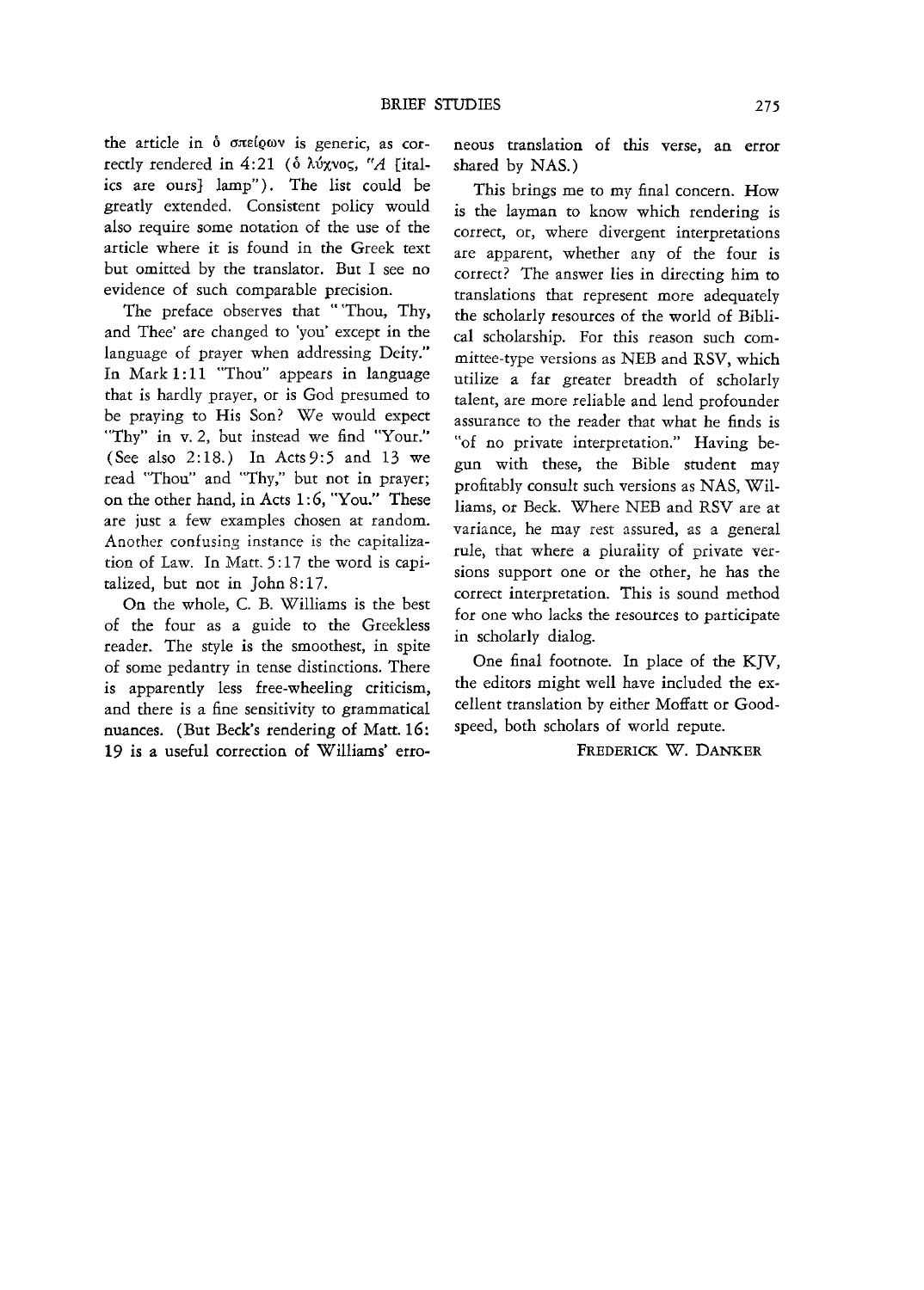the article in ὁ σπείρων is generic, as correctly rendered in 4:21 (ὁ λύχνος, "*A* [italics are ours] lamp"). The list could be greatly extended. Consistent policy would also require some notation of the use of the article where it is found in the Greek text but omitted by the translator. But I see no evidence of such comparable precision.

The preface observes that "'Thou, Thy, and Thee' are changed to 'you' except in the language of prayer when addressing Deity." In Mark 1:11 "Thou" appears in language that is hardly prayer, or is God presumed to be praying to His Son? We would expect "Thy" in v. 2, but instead we find "Your." (See also 2:18.) In Acts 9:5 and 13 we read "Thou" and "Thy," but not in prayer; on the other hand, in Acts 1:6, "You." These are just a few examples chosen at random. Another confusing instance is the capitalization of Law. In Matt. 5:17 the word is capitalized, but not in John 8:17.

On the whole, C. B. Williams is the best of the four as a guide to the Greekless reader. The style is the smoothest, in spite of some pedantry in tense distinctions. There is apparently less free-wheeling criticism, and there is a fine sensitivity to grammatical nuances. (But Beck's rendering of Matt. 16:19 is a useful correction of Williams' erroneous translation of this verse, an error shared by NAS.)

This brings me to my final concern. How is the layman to know which rendering is correct, or, where divergent interpretations are apparent, whether any of the four is correct? The answer lies in directing him to translations that represent more adequately the scholarly resources of the world of Biblical scholarship. For this reason such committee-type versions as NEB and RSV, which utilize a far greater breadth of scholarly talent, are more reliable and lend profounder assurance to the reader that what he finds is "of no private interpretation." Having begun with these, the Bible student may profitably consult such versions as NAS, Williams, or Beck. Where NEB and RSV are at variance, he may rest assured, as a general rule, that where a plurality of private versions support one or the other, he has the correct interpretation. This is sound method for one who lacks the resources to participate in scholarly dialog.

One final footnote. In place of the KJV, the editors might well have included the excellent translation by either Moffatt or Goodspeed, both scholars of world repute.

FREDERICK W. DANKER